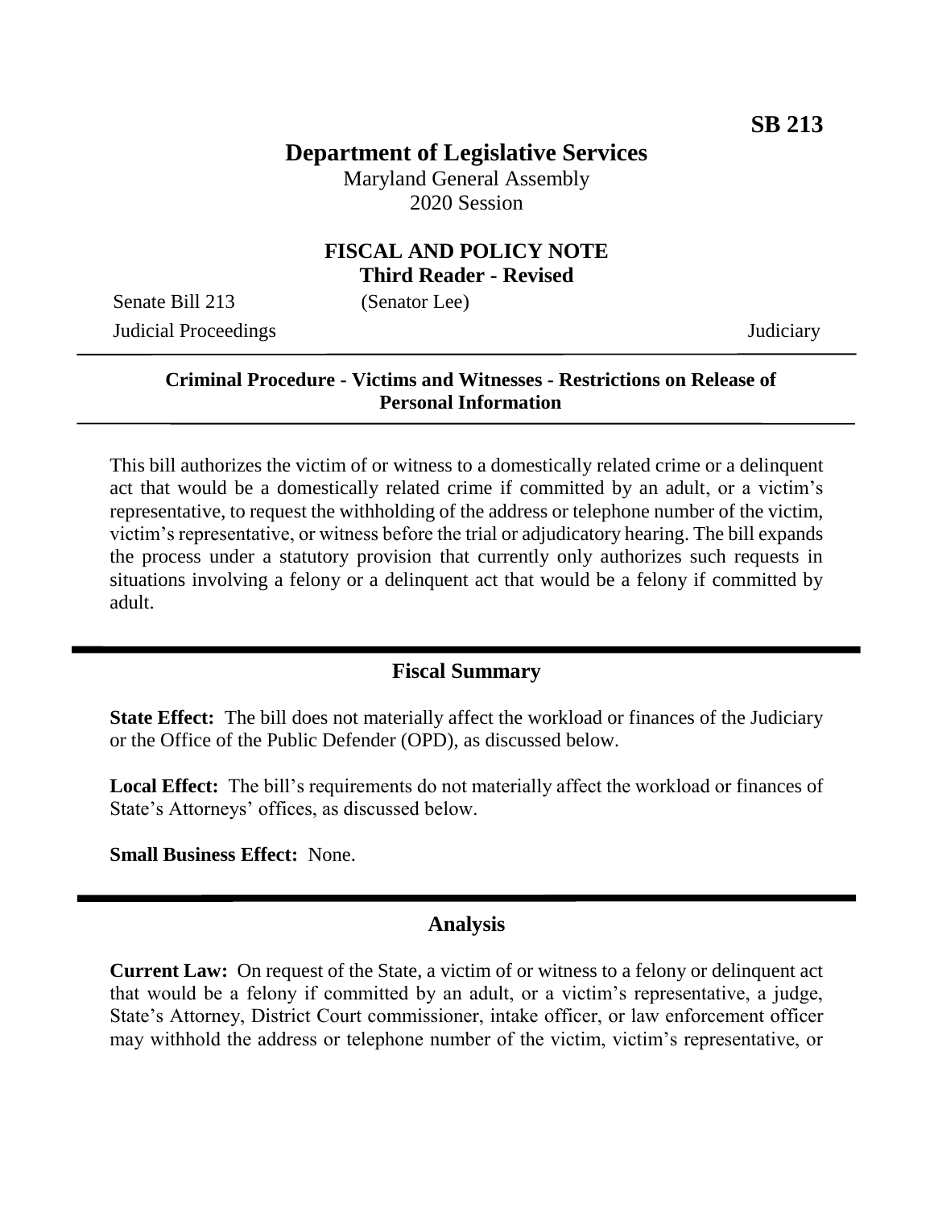**SB 213**

# Department of Legislative Services

Maryland General Assembly
2020 Session

## FISCAL AND POLICY NOTE
**Third Reader - Revised**

Senate Bill 213 (Senator Lee)
Judicial Proceedings Judiciary

---

**Criminal Procedure - Victims and Witnesses - Restrictions on Release of Personal Information**

---

This bill authorizes the victim of or witness to a domestically related crime or a delinquent act that would be a domestically related crime if committed by an adult, or a victim's representative, to request the withholding of the address or telephone number of the victim, victim's representative, or witness before the trial or adjudicatory hearing. The bill expands the process under a statutory provision that currently only authorizes such requests in situations involving a felony or a delinquent act that would be a felony if committed by adult.

## Fiscal Summary

**State Effect:** The bill does not materially affect the workload or finances of the Judiciary or the Office of the Public Defender (OPD), as discussed below.

**Local Effect:** The bill's requirements do not materially affect the workload or finances of State's Attorneys' offices, as discussed below.

**Small Business Effect:** None.

## Analysis

**Current Law:** On request of the State, a victim of or witness to a felony or delinquent act that would be a felony if committed by an adult, or a victim's representative, a judge, State's Attorney, District Court commissioner, intake officer, or law enforcement officer may withhold the address or telephone number of the victim, victim's representative, or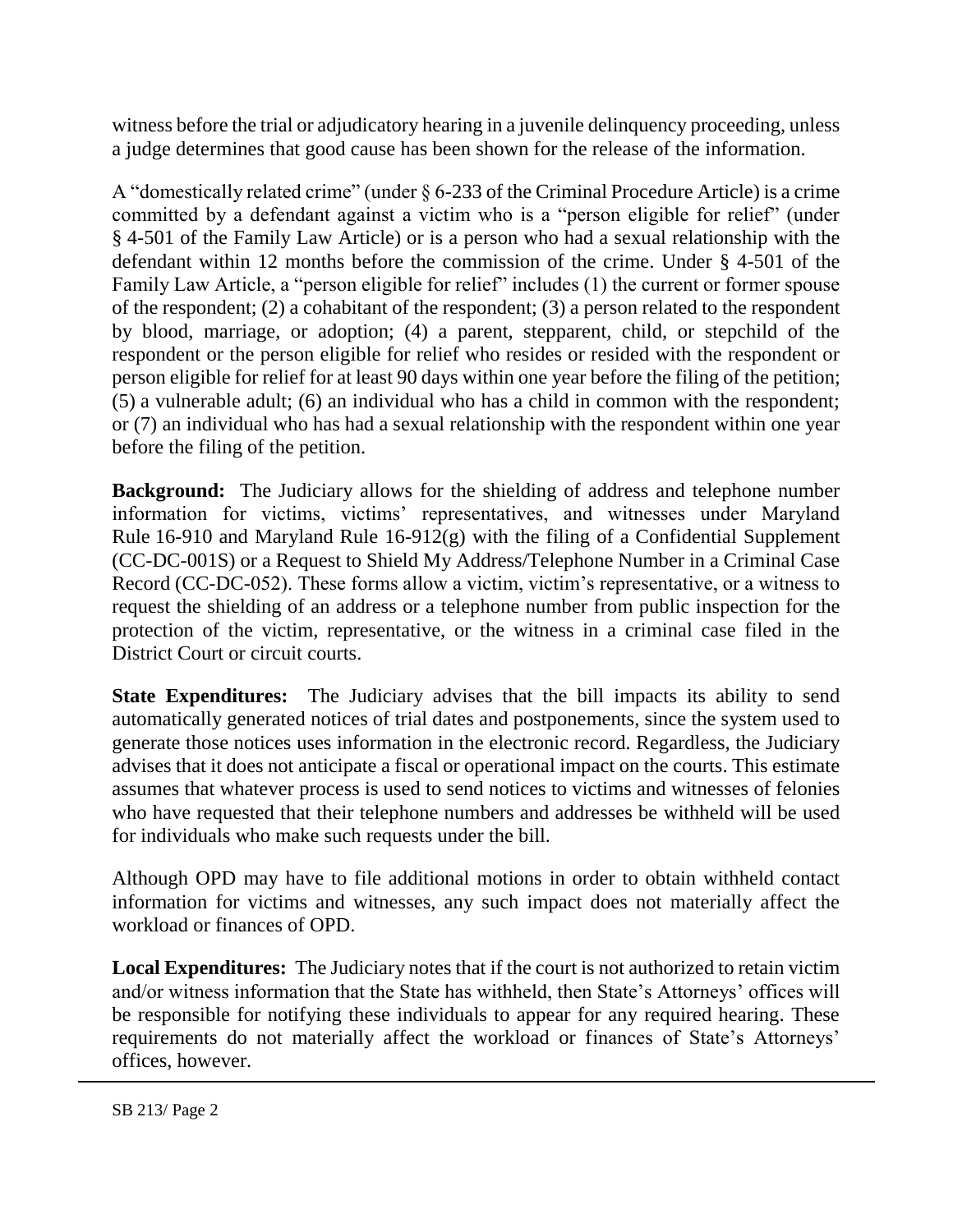witness before the trial or adjudicatory hearing in a juvenile delinquency proceeding, unless a judge determines that good cause has been shown for the release of the information.

A "domestically related crime" (under § 6-233 of the Criminal Procedure Article) is a crime committed by a defendant against a victim who is a "person eligible for relief" (under § 4-501 of the Family Law Article) or is a person who had a sexual relationship with the defendant within 12 months before the commission of the crime. Under § 4-501 of the Family Law Article, a "person eligible for relief" includes (1) the current or former spouse of the respondent; (2) a cohabitant of the respondent; (3) a person related to the respondent by blood, marriage, or adoption; (4) a parent, stepparent, child, or stepchild of the respondent or the person eligible for relief who resides or resided with the respondent or person eligible for relief for at least 90 days within one year before the filing of the petition; (5) a vulnerable adult; (6) an individual who has a child in common with the respondent; or (7) an individual who has had a sexual relationship with the respondent within one year before the filing of the petition.

**Background:** The Judiciary allows for the shielding of address and telephone number information for victims, victims' representatives, and witnesses under Maryland Rule 16-910 and Maryland Rule 16-912(g) with the filing of a Confidential Supplement (CC-DC-001S) or a Request to Shield My Address/Telephone Number in a Criminal Case Record (CC-DC-052). These forms allow a victim, victim's representative, or a witness to request the shielding of an address or a telephone number from public inspection for the protection of the victim, representative, or the witness in a criminal case filed in the District Court or circuit courts.

**State Expenditures:** The Judiciary advises that the bill impacts its ability to send automatically generated notices of trial dates and postponements, since the system used to generate those notices uses information in the electronic record. Regardless, the Judiciary advises that it does not anticipate a fiscal or operational impact on the courts. This estimate assumes that whatever process is used to send notices to victims and witnesses of felonies who have requested that their telephone numbers and addresses be withheld will be used for individuals who make such requests under the bill.

Although OPD may have to file additional motions in order to obtain withheld contact information for victims and witnesses, any such impact does not materially affect the workload or finances of OPD.

**Local Expenditures:** The Judiciary notes that if the court is not authorized to retain victim and/or witness information that the State has withheld, then State's Attorneys' offices will be responsible for notifying these individuals to appear for any required hearing. These requirements do not materially affect the workload or finances of State's Attorneys' offices, however.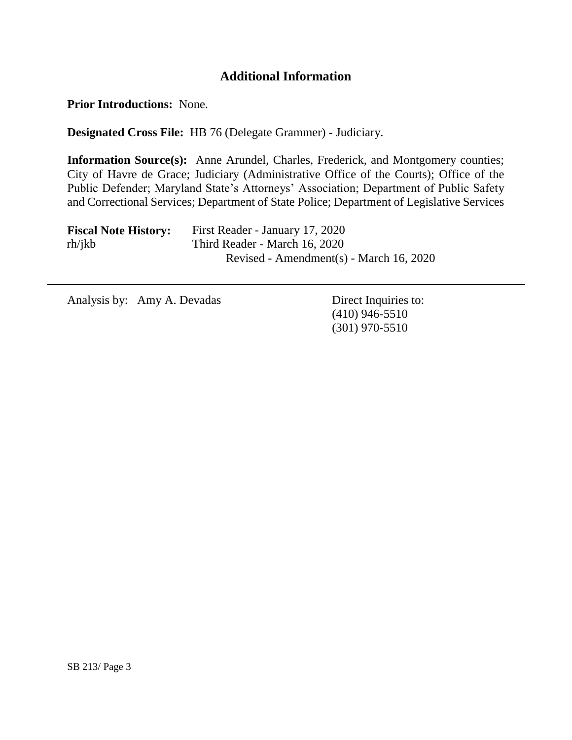## Additional Information

**Prior Introductions:** None.

**Designated Cross File:** HB 76 (Delegate Grammer) - Judiciary.

**Information Source(s):** Anne Arundel, Charles, Frederick, and Montgomery counties; City of Havre de Grace; Judiciary (Administrative Office of the Courts); Office of the Public Defender; Maryland State's Attorneys' Association; Department of Public Safety and Correctional Services; Department of State Police; Department of Legislative Services

| | |
|---|---|
| **Fiscal Note History:** | First Reader - January 17, 2020 |
| rh/jkb | Third Reader - March 16, 2020 |
| | Revised - Amendment(s) - March 16, 2020 |

---

Analysis by: Amy A. Devadas

Direct Inquiries to:
(410) 946-5510
(301) 970-5510